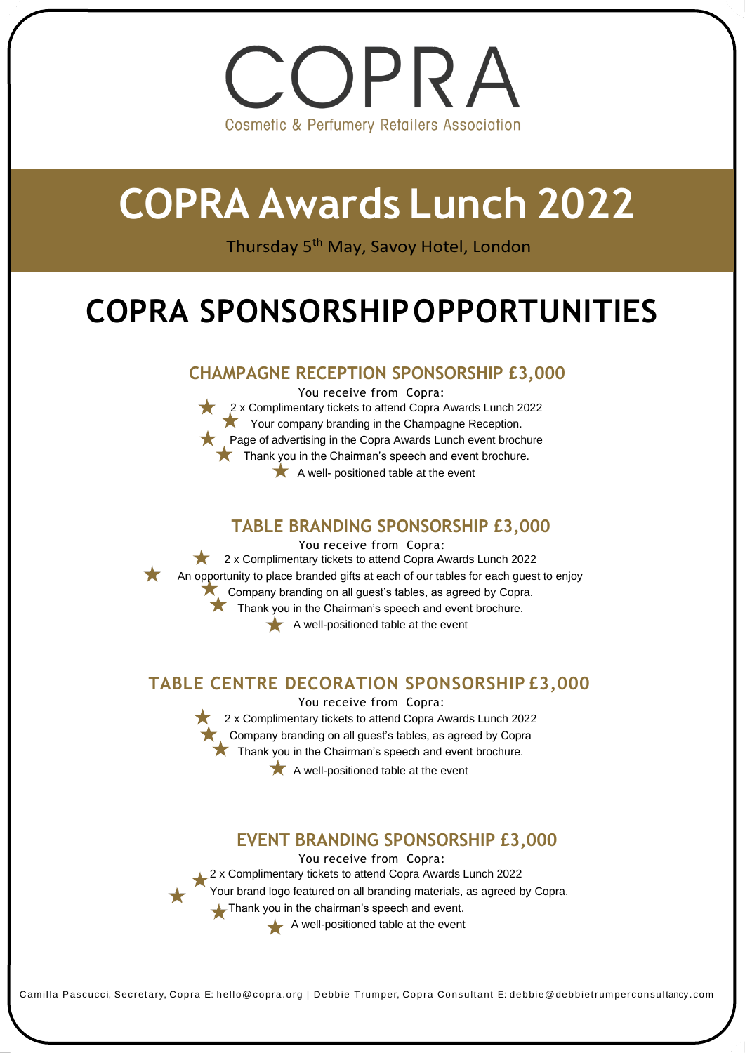# COPRA

Cosmetic & Perfumery Retailers Association

# COPRA Awards Lunch 2022

Thursday 5th May, Savoy Hotel, London

# COPRA SPONSORSHIP OPPORTUNITIES

## CHAMPAGNE RECEPTION SPONSORSHIP £3,000

You receive from Copra:

- 2 x Complimentary tickets to attend Copra Awards Lunch 2022
- Your company branding in the Champagne Reception.
- Page of advertising in the Copra Awards Lunch event brochure
- Thank you in the Chairman's speech and event brochure.
- A well- positioned table at the event

## TABLE BRANDING SPONSORSHIP £3,000

You receive from Copra:

- 2 x Complimentary tickets to attend Copra Awards Lunch 2022
- An opportunity to place branded gifts at each of our tables for each guest to enjoy
- Company branding on all guest's tables, as agreed by Copra.
- Thank you in the Chairman's speech and event brochure.
- A well-positioned table at the event

## TABLE CENTRE DECORATION SPONSORSHIP £3,000

You receive from Copra:

- 2 x Complimentary tickets to attend Copra Awards Lunch 2022
- Company branding on all guest's tables, as agreed by Copra
- Thank you in the Chairman's speech and event brochure.
- A well-positioned table at the event

## EVENT BRANDING SPONSORSHIP £3,000

You receive from Copra:

- 2 x Complimentary tickets to attend Copra Awards Lunch 2022
- Your brand logo featured on all branding materials, as agreed by Copra.
- Thank you in the chairman's speech and event.
- A well-positioned table at the event

Camilla Pascucci, Secretary, Copra E: hello@copra.org | Debbie Trumper, Copra Consultant E: debbie@debbietrumperconsultancy.com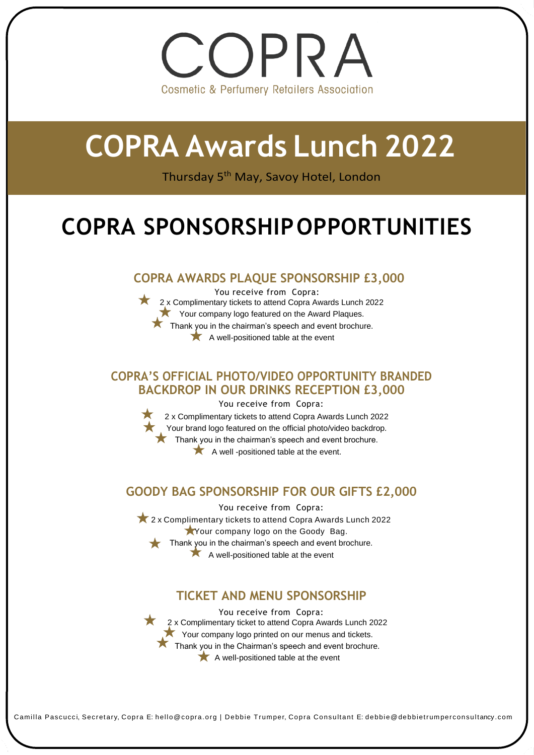# COPRA

Cosmetic & Perfumery Retailers Association

# COPRA Awards Lunch 2022

Thursday 5th May, Savoy Hotel, London

# COPRA SPONSORSHIP OPPORTUNITIES

## COPRA AWARDS PLAQUE SPONSORSHIP £3,000

You receive from Copra:

- 2 x Complimentary tickets to attend Copra Awards Lunch 2022
- Your company logo featured on the Award Plaques.
- Thank you in the chairman's speech and event brochure.
- A well-positioned table at the event

## COPRA'S OFFICIAL PHOTO/VIDEO OPPORTUNITY BRANDED BACKDROP IN OUR DRINKS RECEPTION £3,000

You receive from Copra:

- 2 x Complimentary tickets to attend Copra Awards Lunch 2022
- Your brand logo featured on the official photo/video backdrop.
- Thank you in the chairman's speech and event brochure.
- A well -positioned table at the event.

## GOODY BAG SPONSORSHIP FOR OUR GIFTS £2,000

You receive from Copra:

- 2 x Complimentary tickets to attend Copra Awards Lunch 2022
- Your company logo on the Goody Bag.
- Thank you in the chairman's speech and event brochure.
- A well-positioned table at the event

## TICKET AND MENU SPONSORSHIP

You receive from Copra:

- 2 x Complimentary ticket to attend Copra Awards Lunch 2022
- Your company logo printed on our menus and tickets.
- Thank you in the Chairman's speech and event brochure.
- A well-positioned table at the event

Camilla Pascucci, Secretary, Copra E: hello@copra.org | Debbie Trumper, Copra Consultant E: debbie@debbietrumperconsultancy.com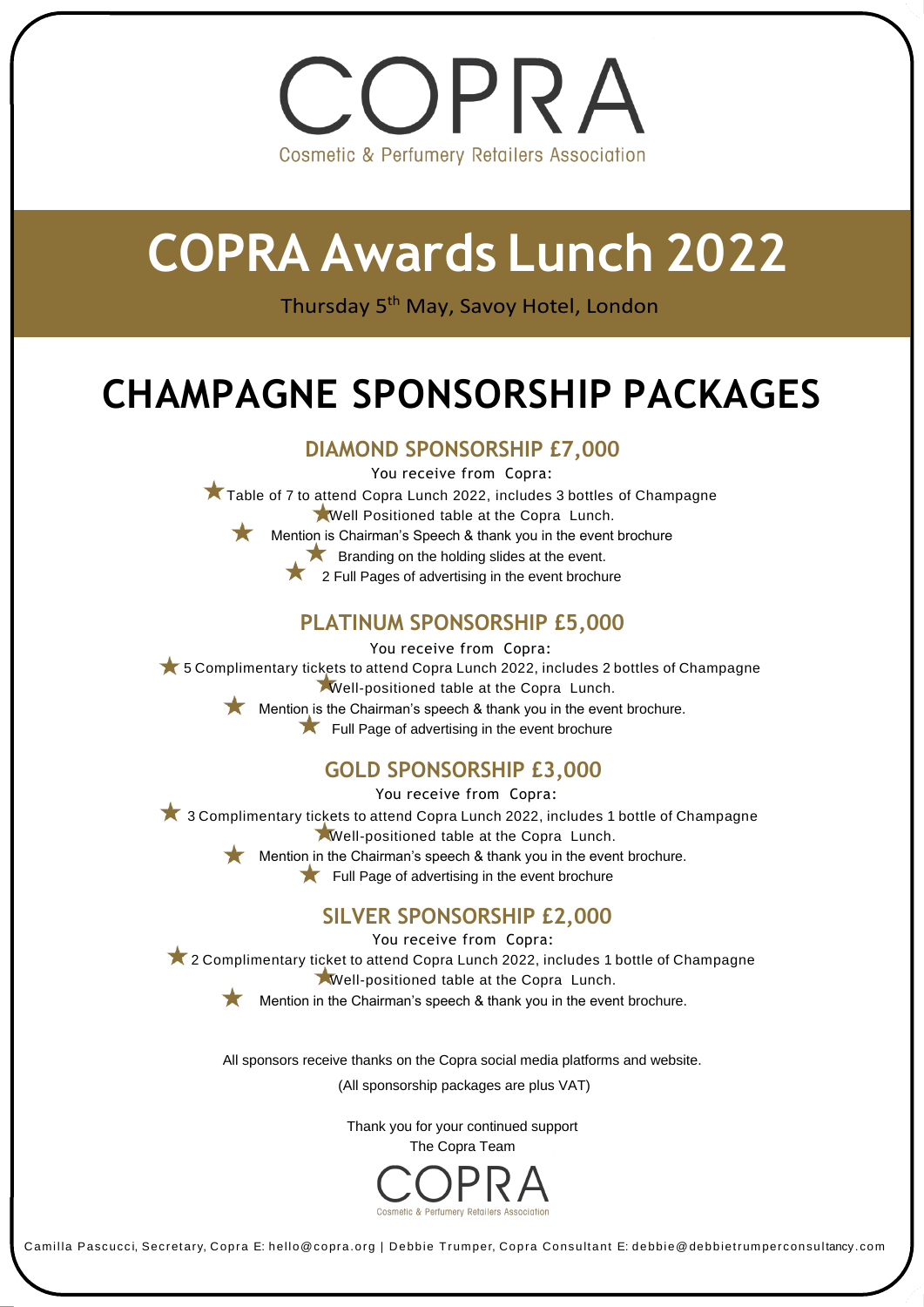# COPRA

Cosmetic & Perfumery Retailers Association

# COPRA Awards Lunch 2022

Thursday 5th May, Savoy Hotel, London

# CHAMPAGNE SPONSORSHIP PACKAGES

## DIAMOND SPONSORSHIP £7,000

You receive from Copra:

- ★ Table of 7 to attend Copra Lunch 2022, includes 3 bottles of Champagne
- ★ Well Positioned table at the Copra Lunch.
- ★ Mention is Chairman's Speech & thank you in the event brochure
- ★ Branding on the holding slides at the event.
- ★ 2 Full Pages of advertising in the event brochure

## PLATINUM SPONSORSHIP £5,000

You receive from Copra:

- ★ 5 Complimentary tickets to attend Copra Lunch 2022, includes 2 bottles of Champagne
- ★ Well-positioned table at the Copra Lunch.
- ★ Mention is the Chairman's speech & thank you in the event brochure.
- ★ Full Page of advertising in the event brochure

## GOLD SPONSORSHIP £3,000

You receive from Copra:

- ★ 3 Complimentary tickets to attend Copra Lunch 2022, includes 1 bottle of Champagne
- ★ Well-positioned table at the Copra Lunch.
- ★ Mention in the Chairman's speech & thank you in the event brochure.
- ★ Full Page of advertising in the event brochure

## SILVER SPONSORSHIP £2,000

You receive from Copra:

- ★ 2 Complimentary ticket to attend Copra Lunch 2022, includes 1 bottle of Champagne
- ★ Well-positioned table at the Copra Lunch.
- ★ Mention in the Chairman's speech & thank you in the event brochure.

All sponsors receive thanks on the Copra social media platforms and website.

(All sponsorship packages are plus VAT)

Thank you for your continued support
The Copra Team

COPRA
Cosmetic & Perfumery Retailers Association

Camilla Pascucci, Secretary, Copra E: hello@copra.org | Debbie Trumper, Copra Consultant E: debbie@debbietrumperconsultancy.com